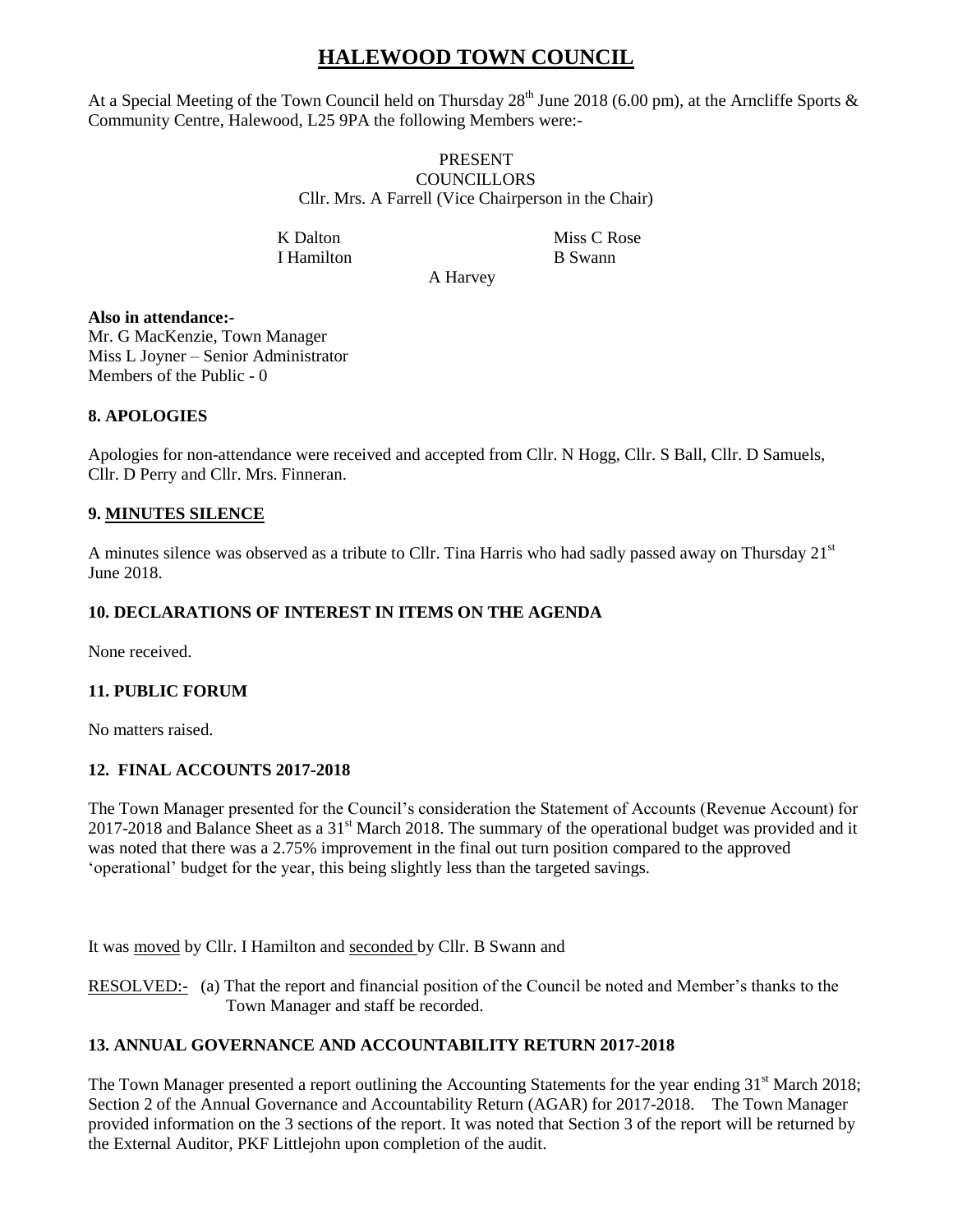# HALEWOOD TOWN COUNCIL

At a Special Meeting of the Town Council held on Thursday 28th June 2018 (6.00 pm), at the Arncliffe Sports & Community Centre, Halewood, L25 9PA the following Members were:-

PRESENT
COUNCILLORS
Cllr. Mrs. A Farrell (Vice Chairperson in the Chair)

K Dalton
Miss C Rose
I Hamilton
B Swann
A Harvey

**Also in attendance:-**
Mr. G MacKenzie, Town Manager
Miss L Joyner – Senior Administrator
Members of the Public - 0

## 8. APOLOGIES

Apologies for non-attendance were received and accepted from Cllr. N Hogg, Cllr. S Ball, Cllr. D Samuels, Cllr. D Perry and Cllr. Mrs. Finneran.

## 9. MINUTES SILENCE

A minutes silence was observed as a tribute to Cllr. Tina Harris who had sadly passed away on Thursday 21st June 2018.

## 10. DECLARATIONS OF INTEREST IN ITEMS ON THE AGENDA

None received.

## 11. PUBLIC FORUM

No matters raised.

## 12. FINAL ACCOUNTS 2017-2018

The Town Manager presented for the Council's consideration the Statement of Accounts (Revenue Account) for 2017-2018 and Balance Sheet as a 31st March 2018. The summary of the operational budget was provided and it was noted that there was a 2.75% improvement in the final out turn position compared to the approved 'operational' budget for the year, this being slightly less than the targeted savings.

It was moved by Cllr. I Hamilton and seconded by Cllr. B Swann and

RESOLVED:- (a) That the report and financial position of the Council be noted and Member's thanks to the Town Manager and staff be recorded.

## 13. ANNUAL GOVERNANCE AND ACCOUNTABILITY RETURN 2017-2018

The Town Manager presented a report outlining the Accounting Statements for the year ending 31st March 2018; Section 2 of the Annual Governance and Accountability Return (AGAR) for 2017-2018. The Town Manager provided information on the 3 sections of the report. It was noted that Section 3 of the report will be returned by the External Auditor, PKF Littlejohn upon completion of the audit.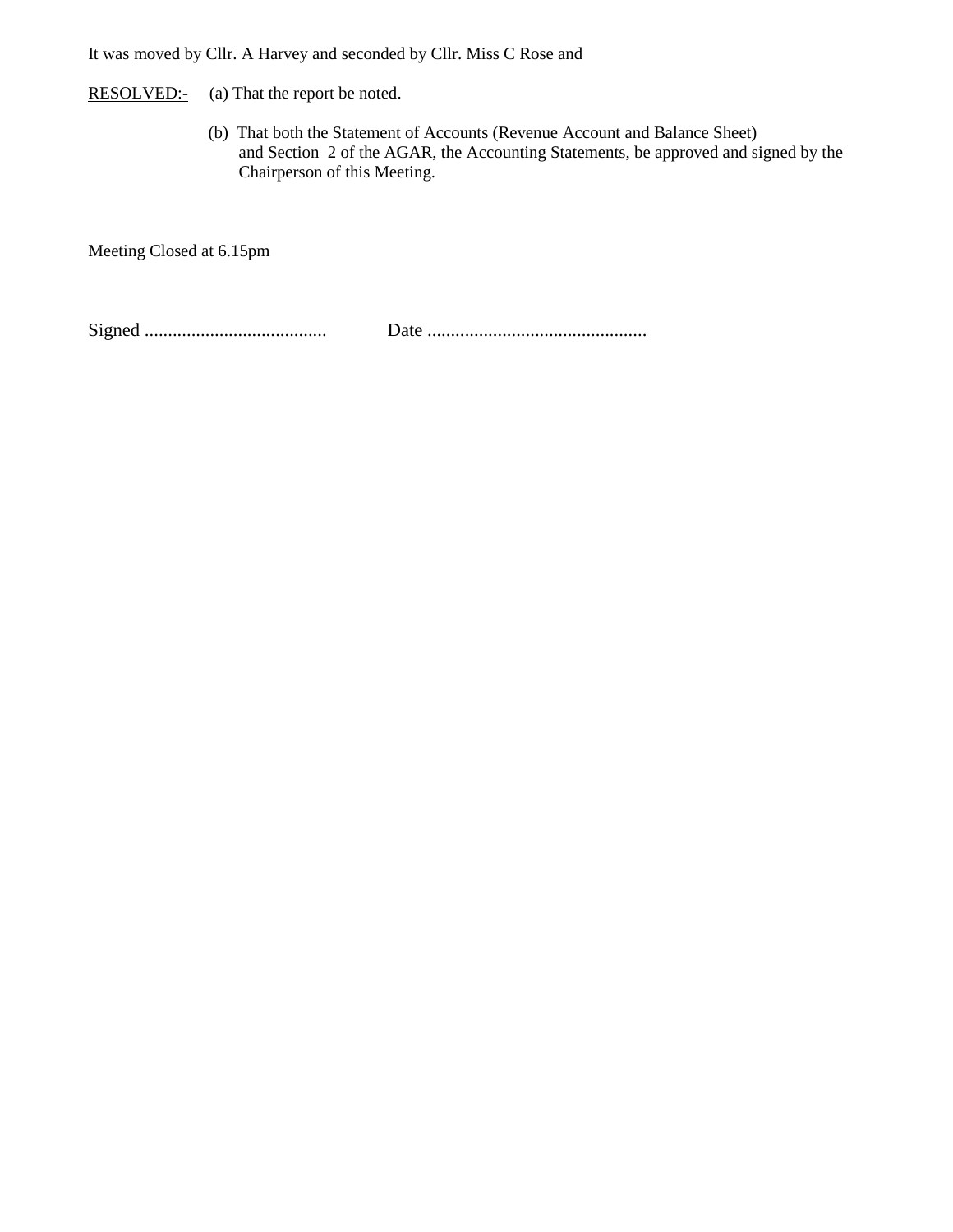It was <u>moved</u> by Cllr. A Harvey and <u>seconded</u> by Cllr. Miss C Rose and

<u>RESOLVED:-</u> (a) That the report be noted.

(b) That both the Statement of Accounts (Revenue Account and Balance Sheet) and Section 2 of the AGAR, the Accounting Statements, be approved and signed by the Chairperson of this Meeting.

Meeting Closed at 6.15pm

Signed ....................................... Date ...............................................